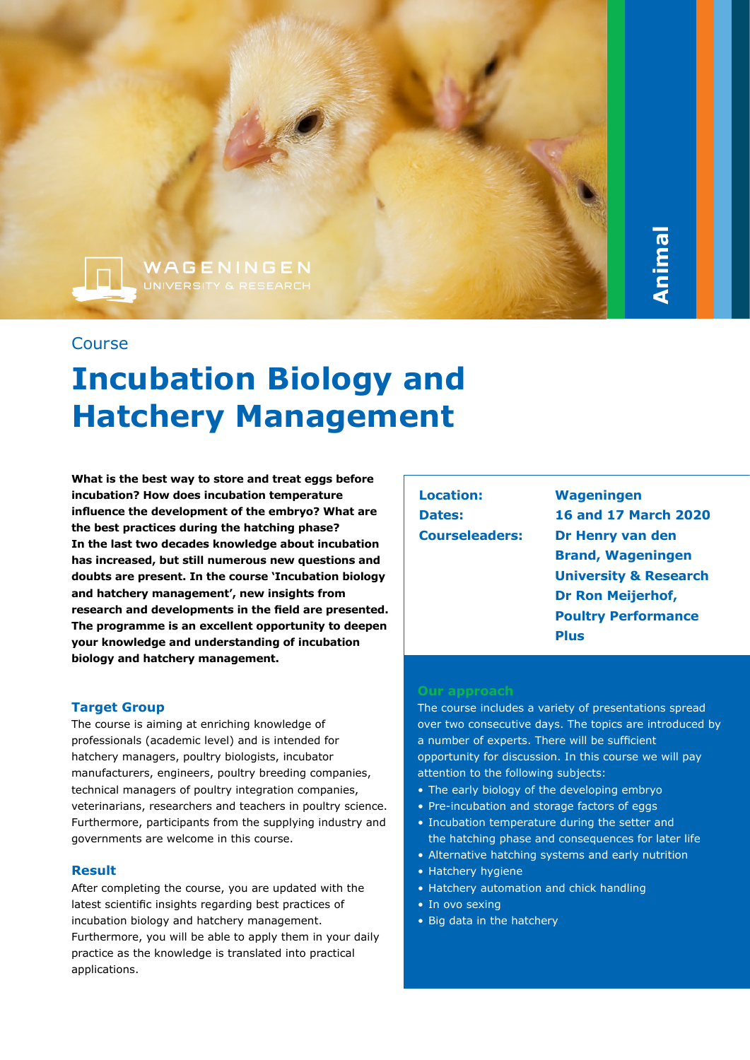WAGENINGEN
UNIVERSITY & RESEARCH

Animal

Course

# Incubation Biology and Hatchery Management

**What is the best way to store and treat eggs before incubation? How does incubation temperature influence the development of the embryo? What are the best practices during the hatching phase? In the last two decades knowledge about incubation has increased, but still numerous new questions and doubts are present. In the course 'Incubation biology and hatchery management', new insights from research and developments in the field are presented. The programme is an excellent opportunity to deepen your knowledge and understanding of incubation biology and hatchery management.**

| | |
|---|---|
| **Location:** | **Wageningen** |
| **Dates:** | **16 and 17 March 2020** |
| **Courseleaders:** | **Dr Henry van den Brand, Wageningen University & Research** |
| | **Dr Ron Meijerhof, Poultry Performance Plus** |

## Target Group

The course is aiming at enriching knowledge of professionals (academic level) and is intended for hatchery managers, poultry biologists, incubator manufacturers, engineers, poultry breeding companies, technical managers of poultry integration companies, veterinarians, researchers and teachers in poultry science. Furthermore, participants from the supplying industry and governments are welcome in this course.

## Result

After completing the course, you are updated with the latest scientific insights regarding best practices of incubation biology and hatchery management. Furthermore, you will be able to apply them in your daily practice as the knowledge is translated into practical applications.

## Our approach

The course includes a variety of presentations spread over two consecutive days. The topics are introduced by a number of experts. There will be sufficient opportunity for discussion. In this course we will pay attention to the following subjects:

- The early biology of the developing embryo
- Pre-incubation and storage factors of eggs
- Incubation temperature during the setter and the hatching phase and consequences for later life
- Alternative hatching systems and early nutrition
- Hatchery hygiene
- Hatchery automation and chick handling
- In ovo sexing
- Big data in the hatchery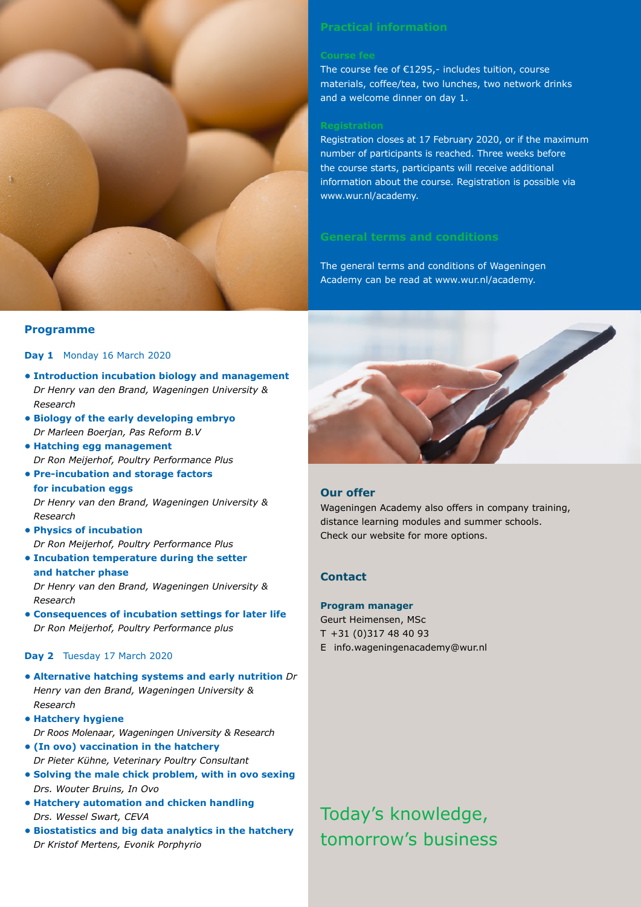## Programme

**Day 1** Monday 16 March 2020

- **Introduction incubation biology and management**
  *Dr Henry van den Brand, Wageningen University & Research*
- **Biology of the early developing embryo**
  *Dr Marleen Boerjan, Pas Reform B.V*
- **Hatching egg management**
  *Dr Ron Meijerhof, Poultry Performance Plus*
- **Pre-incubation and storage factors for incubation eggs**
  *Dr Henry van den Brand, Wageningen University & Research*
- **Physics of incubation**
  *Dr Ron Meijerhof, Poultry Performance Plus*
- **Incubation temperature during the setter and hatcher phase**
  *Dr Henry van den Brand, Wageningen University & Research*
- **Consequences of incubation settings for later life**
  *Dr Ron Meijerhof, Poultry Performance plus*

**Day 2** Tuesday 17 March 2020

- **Alternative hatching systems and early nutrition** *Dr Henry van den Brand, Wageningen University & Research*
- **Hatchery hygiene**
  *Dr Roos Molenaar, Wageningen University & Research*
- **(In ovo) vaccination in the hatchery**
  *Dr Pieter Kühne, Veterinary Poultry Consultant*
- **Solving the male chick problem, with in ovo sexing**
  *Drs. Wouter Bruins, In Ovo*
- **Hatchery automation and chicken handling**
  *Drs. Wessel Swart, CEVA*
- **Biostatistics and big data analytics in the hatchery**
  *Dr Kristof Mertens, Evonik Porphyrio*

## Practical information

### Course fee

The course fee of €1295,- includes tuition, course materials, coffee/tea, two lunches, two network drinks and a welcome dinner on day 1.

### Registration

Registration closes at 17 February 2020, or if the maximum number of participants is reached. Three weeks before the course starts, participants will receive additional information about the course. Registration is possible via www.wur.nl/academy.

## General terms and conditions

The general terms and conditions of Wageningen Academy can be read at www.wur.nl/academy.

## Our offer

Wageningen Academy also offers in company training, distance learning modules and summer schools. Check our website for more options.

## Contact

**Program manager**
Geurt Heimensen, MSc
T +31 (0)317 48 40 93
E info.wageningenacademy@wur.nl

Today's knowledge, tomorrow's business